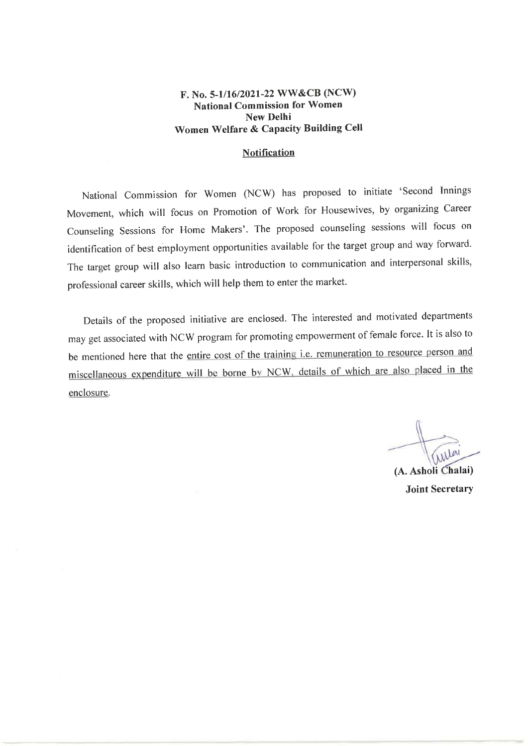**F. No. 5-1/16/2021-22 WW&CB (NCW)**
**National Commission for Women**
**New Delhi**
**Women Welfare & Capacity Building Cell**

**Notification**

National Commission for Women (NCW) has proposed to initiate 'Second Innings Movement, which will focus on Promotion of Work for Housewives, by organizing Career Counseling Sessions for Home Makers'. The proposed counseling sessions will focus on identification of best employment opportunities available for the target group and way forward. The target group will also learn basic introduction to communication and interpersonal skills, professional career skills, which will help them to enter the market.

Details of the proposed initiative are enclosed. The interested and motivated departments may get associated with NCW program for promoting empowerment of female force. It is also to be mentioned here that the entire cost of the training i.e. remuneration to resource person and miscellaneous expenditure will be borne by NCW, details of which are also placed in the enclosure.

**(A. Asholi Chalai)**
**Joint Secretary**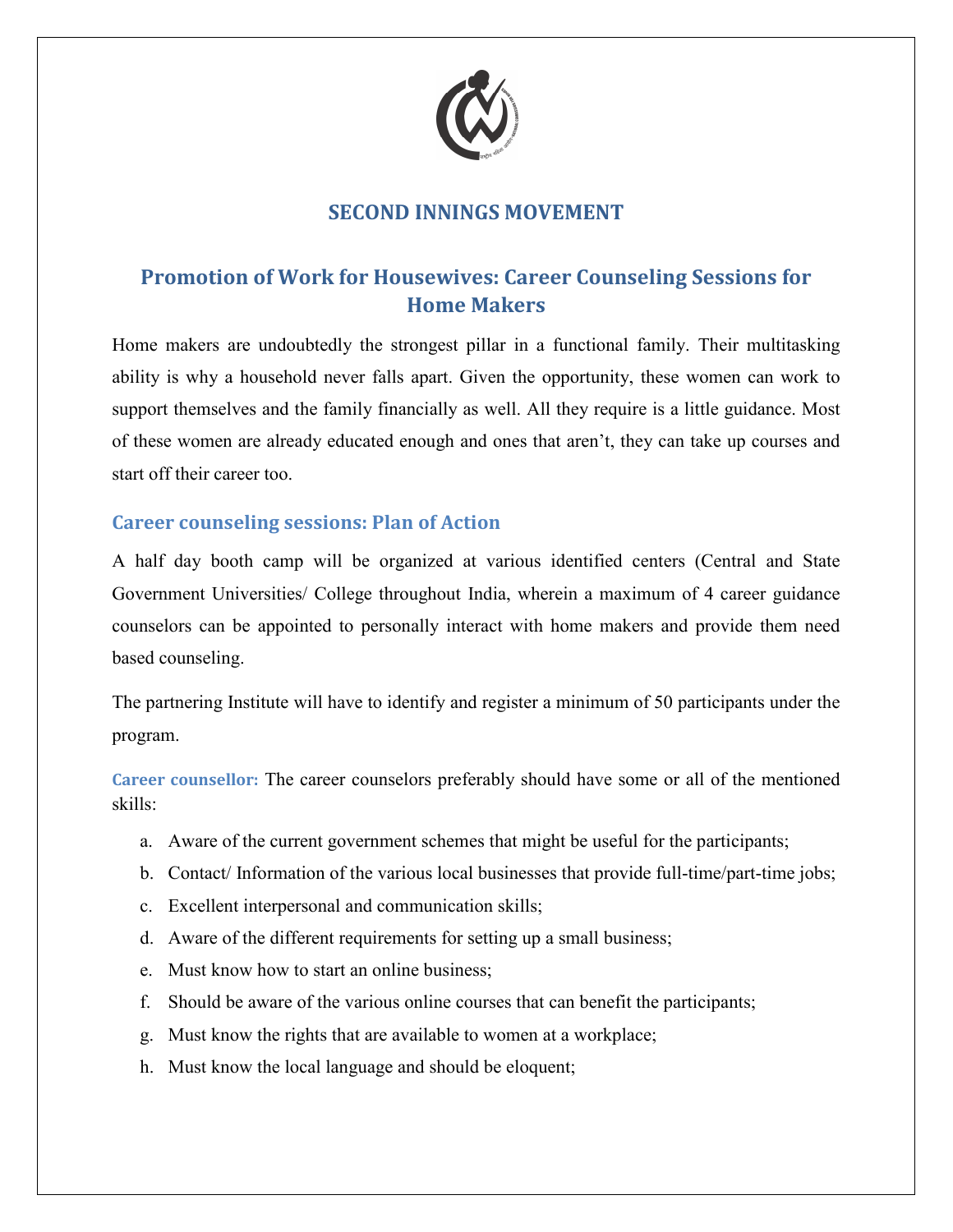# SECOND INNINGS MOVEMENT

## Promotion of Work for Housewives: Career Counseling Sessions for Home Makers

Home makers are undoubtedly the strongest pillar in a functional family. Their multitasking ability is why a household never falls apart. Given the opportunity, these women can work to support themselves and the family financially as well. All they require is a little guidance. Most of these women are already educated enough and ones that aren't, they can take up courses and start off their career too.

### Career counseling sessions: Plan of Action

A half day booth camp will be organized at various identified centers (Central and State Government Universities/ College throughout India, wherein a maximum of 4 career guidance counselors can be appointed to personally interact with home makers and provide them need based counseling.

The partnering Institute will have to identify and register a minimum of 50 participants under the program.

**Career counsellor:** The career counselors preferably should have some or all of the mentioned skills:

a. Aware of the current government schemes that might be useful for the participants;
b. Contact/ Information of the various local businesses that provide full-time/part-time jobs;
c. Excellent interpersonal and communication skills;
d. Aware of the different requirements for setting up a small business;
e. Must know how to start an online business;
f. Should be aware of the various online courses that can benefit the participants;
g. Must know the rights that are available to women at a workplace;
h. Must know the local language and should be eloquent;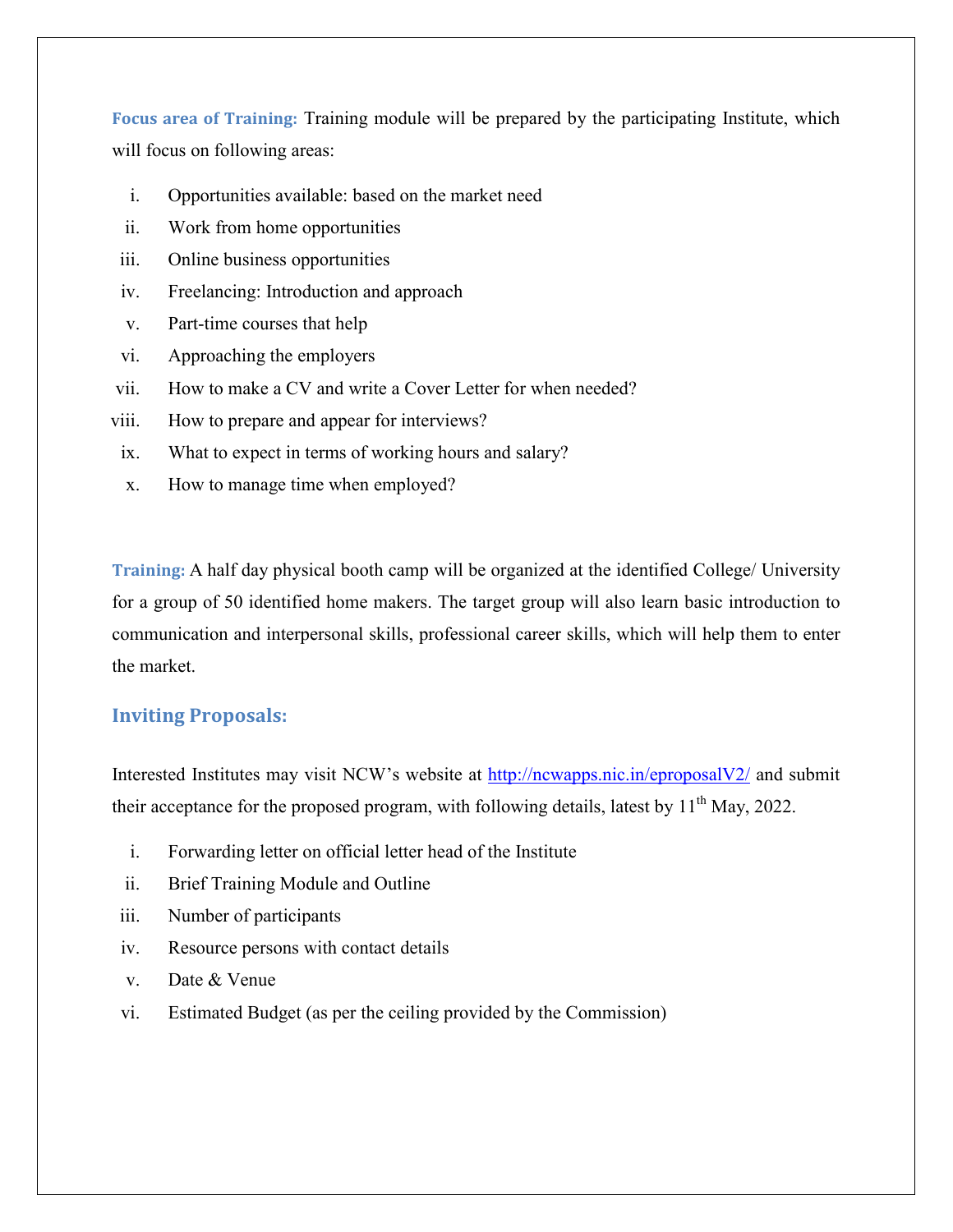**Focus area of Training:** Training module will be prepared by the participating Institute, which will focus on following areas:

i. Opportunities available: based on the market need
ii. Work from home opportunities
iii. Online business opportunities
iv. Freelancing: Introduction and approach
v. Part-time courses that help
vi. Approaching the employers
vii. How to make a CV and write a Cover Letter for when needed?
viii. How to prepare and appear for interviews?
ix. What to expect in terms of working hours and salary?
x. How to manage time when employed?

**Training:** A half day physical booth camp will be organized at the identified College/ University for a group of 50 identified home makers. The target group will also learn basic introduction to communication and interpersonal skills, professional career skills, which will help them to enter the market.

## Inviting Proposals:

Interested Institutes may visit NCW's website at http://ncwapps.nic.in/eproposalV2/ and submit their acceptance for the proposed program, with following details, latest by 11th May, 2022.

i. Forwarding letter on official letter head of the Institute
ii. Brief Training Module and Outline
iii. Number of participants
iv. Resource persons with contact details
v. Date & Venue
vi. Estimated Budget (as per the ceiling provided by the Commission)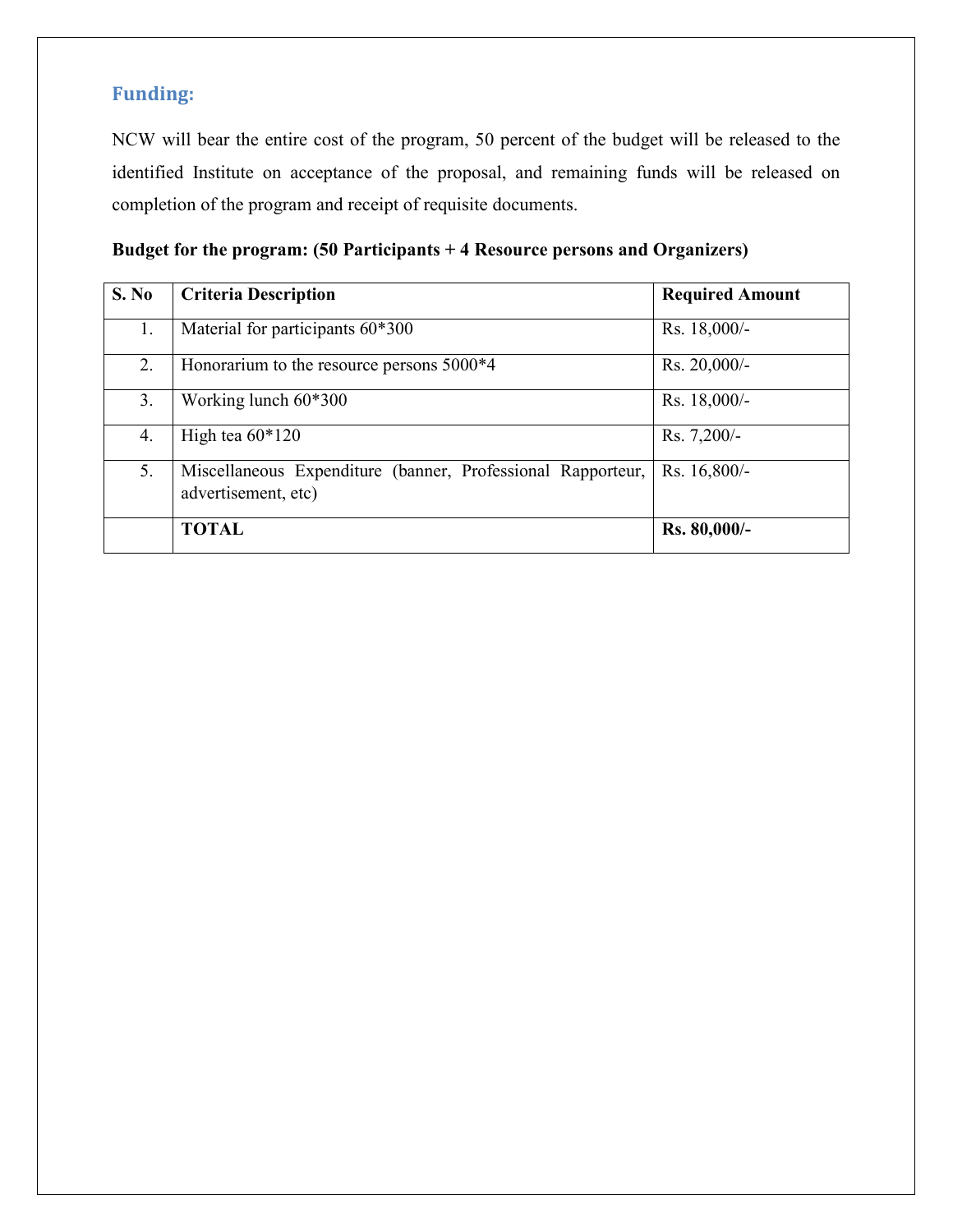## Funding:

NCW will bear the entire cost of the program, 50 percent of the budget will be released to the identified Institute on acceptance of the proposal, and remaining funds will be released on completion of the program and receipt of requisite documents.

**Budget for the program: (50 Participants + 4 Resource persons and Organizers)**

| S. No | Criteria Description | Required Amount |
|---|---|---|
| 1. | Material for participants 60*300 | Rs. 18,000/- |
| 2. | Honorarium to the resource persons 5000*4 | Rs. 20,000/- |
| 3. | Working lunch 60*300 | Rs. 18,000/- |
| 4. | High tea 60*120 | Rs. 7,200/- |
| 5. | Miscellaneous Expenditure (banner, Professional Rapporteur, advertisement, etc) | Rs. 16,800/- |
| | **TOTAL** | **Rs. 80,000/-** |